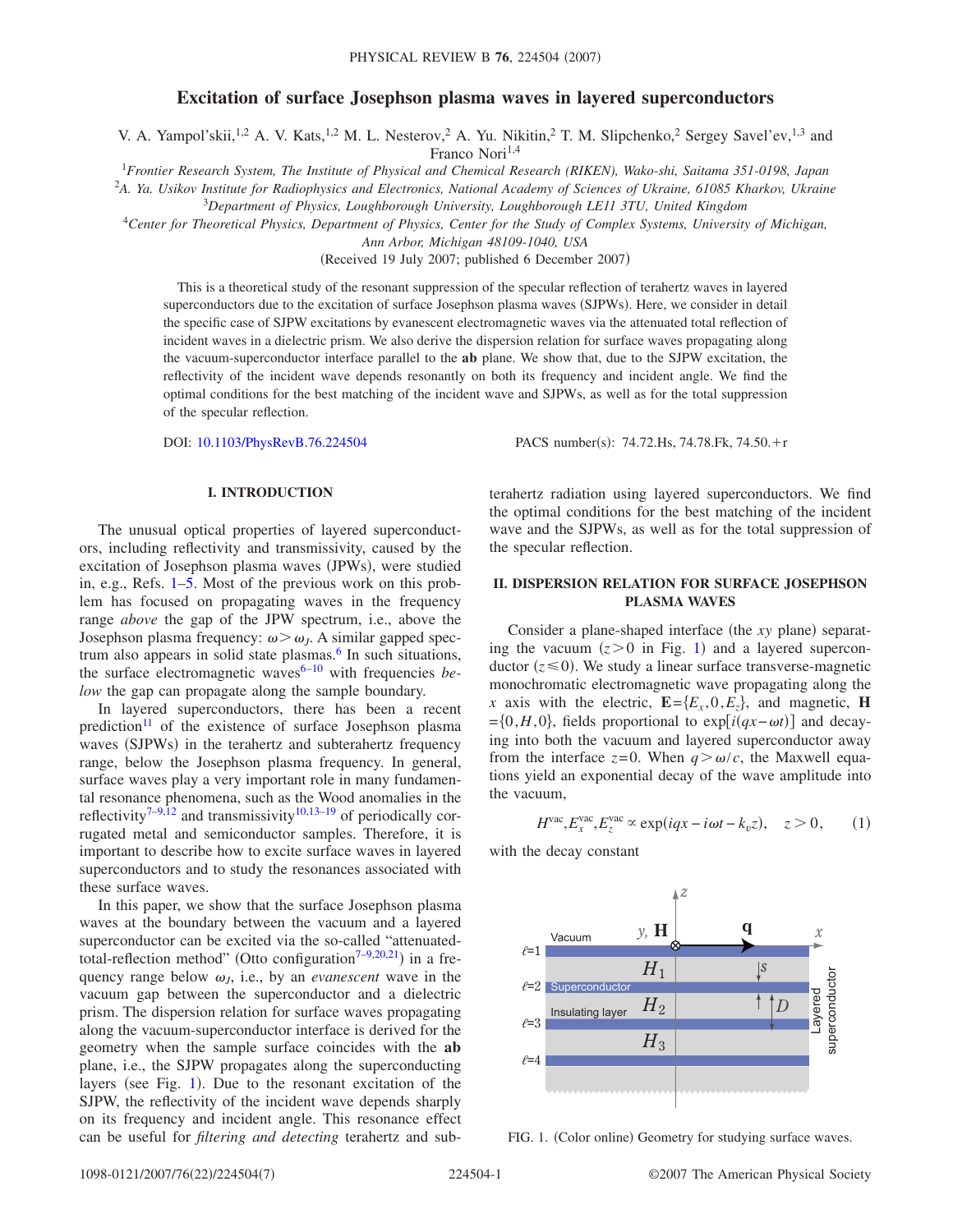# Excitation of surface Josephson plasma waves in layered superconductors

V. A. Yampol'skii,[1,2] A. V. Kats,[1,2] M. L. Nesterov,[2] A. Yu. Nikitin,[2] T. M. Slipchenko,[2] Sergey Savel'ev,[1,3] and Franco Nori[1,4]

[1]*Frontier Research System, The Institute of Physical and Chemical Research (RIKEN), Wako-shi, Saitama 351-0198, Japan*
[2]*A. Ya. Usikov Institute for Radiophysics and Electronics, National Academy of Sciences of Ukraine, 61085 Kharkov, Ukraine*
[3]*Department of Physics, Loughborough University, Loughborough LE11 3TU, United Kingdom*
[4]*Center for Theoretical Physics, Department of Physics, Center for the Study of Complex Systems, University of Michigan, Ann Arbor, Michigan 48109-1040, USA*

(Received 19 July 2007; published 6 December 2007)

This is a theoretical study of the resonant suppression of the specular reflection of terahertz waves in layered superconductors due to the excitation of surface Josephson plasma waves (SJPWs). Here, we consider in detail the specific case of SJPW excitations by evanescent electromagnetic waves via the attenuated total reflection of incident waves in a dielectric prism. We also derive the dispersion relation for surface waves propagating along the vacuum-superconductor interface parallel to the **ab** plane. We show that, due to the SJPW excitation, the reflectivity of the incident wave depends resonantly on both its frequency and incident angle. We find the optimal conditions for the best matching of the incident wave and SJPWs, as well as for the total suppression of the specular reflection.

DOI: 10.1103/PhysRevB.76.224504 PACS number(s): 74.72.Hs, 74.78.Fk, 74.50.+r

## I. INTRODUCTION

The unusual optical properties of layered superconductors, including reflectivity and transmissivity, caused by the excitation of Josephson plasma waves (JPWs), were studied in, e.g., Refs. 1–5. Most of the previous work on this problem has focused on propagating waves in the frequency range *above* the gap of the JPW spectrum, i.e., above the Josephson plasma frequency: $\omega > \omega_J$. A similar gapped spectrum also appears in solid state plasmas.[6] In such situations, the surface electromagnetic waves[6–10] with frequencies *below* the gap can propagate along the sample boundary.

In layered superconductors, there has been a recent prediction[11] of the existence of surface Josephson plasma waves (SJPWs) in the terahertz and subterahertz frequency range, below the Josephson plasma frequency. In general, surface waves play a very important role in many fundamental resonance phenomena, such as the Wood anomalies in the reflectivity[7–9,12] and transmissivity[10,13–19] of periodically corrugated metal and semiconductor samples. Therefore, it is important to describe how to excite surface waves in layered superconductors and to study the resonances associated with these surface waves.

In this paper, we show that the surface Josephson plasma waves at the boundary between the vacuum and a layered superconductor can be excited via the so-called "attenuated-total-reflection method" (Otto configuration[7–9,20,21]) in a frequency range below $\omega_J$, i.e., by an *evanescent* wave in the vacuum gap between the superconductor and a dielectric prism. The dispersion relation for surface waves propagating along the vacuum-superconductor interface is derived for the geometry when the sample surface coincides with the **ab** plane, i.e., the SJPW propagates along the superconducting layers (see Fig. 1). Due to the resonant excitation of the SJPW, the reflectivity of the incident wave depends sharply on its frequency and incident angle. This resonance effect can be useful for *filtering and detecting* terahertz and subterahertz radiation using layered superconductors. We find the optimal conditions for the best matching of the incident wave and the SJPWs, as well as for the total suppression of the specular reflection.

## II. DISPERSION RELATION FOR SURFACE JOSEPHSON PLASMA WAVES

Consider a plane-shaped interface (the $xy$ plane) separating the vacuum ($z>0$ in Fig. 1) and a layered superconductor ($z \leqslant 0$). We study a linear surface transverse-magnetic monochromatic electromagnetic wave propagating along the $x$ axis with the electric, $\mathbf{E}=\{E_x, 0, E_z\}$, and magnetic, $\mathbf{H}=\{0, H, 0\}$, fields proportional to $\exp[i(qx-\omega t)]$ and decaying into both the vacuum and layered superconductor away from the interface $z=0$. When $q>\omega/c$, the Maxwell equations yield an exponential decay of the wave amplitude into the vacuum,

$$H^{\text{vac}}, E_x^{\text{vac}}, E_z^{\text{vac}} \propto \exp(iqx - i\omega t - k_v z), \quad z>0, \tag{1}$$

with the decay constant

FIG. 1. (Color online) Geometry for studying surface waves.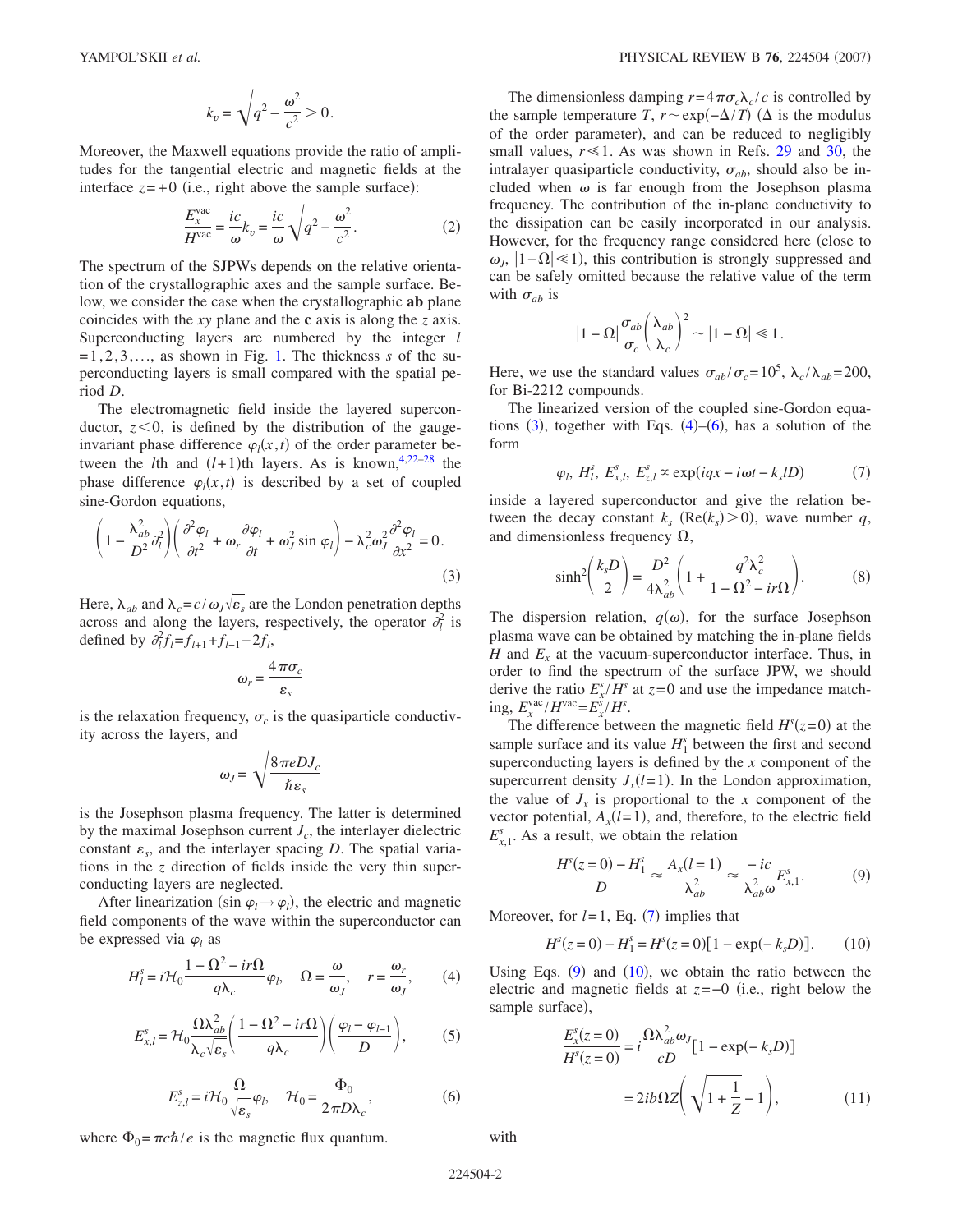$$k_v = \sqrt{q^2 - \frac{\omega^2}{c^2}} > 0.$$

Moreover, the Maxwell equations provide the ratio of amplitudes for the tangential electric and magnetic fields at the interface $z=+0$ (i.e., right above the sample surface):

$$\frac{E_x^{\rm vac}}{H^{\rm vac}} = \frac{ic}{\omega} k_v = \frac{ic}{\omega}\sqrt{q^2 - \frac{\omega^2}{c^2}}. \qquad (2)$$

The spectrum of the SJPWs depends on the relative orientation of the crystallographic axes and the sample surface. Below, we consider the case when the crystallographic **ab** plane coincides with the $xy$ plane and the **c** axis is along the $z$ axis. Superconducting layers are numbered by the integer $l = 1, 2, 3, \ldots$, as shown in Fig. 1. The thickness $s$ of the superconducting layers is small compared with the spatial period $D$.

The electromagnetic field inside the layered superconductor, $z<0$, is defined by the distribution of the gauge-invariant phase difference $\varphi_l(x,t)$ of the order parameter between the $l$th and $(l+1)$th layers. As is known,[4,22–28] the phase difference $\varphi_l(x,t)$ is described by a set of coupled sine-Gordon equations,

$$\left(1 - \frac{\lambda_{ab}^2}{D^2}\partial_l^2\right)\left(\frac{\partial^2 \varphi_l}{\partial t^2} + \omega_r \frac{\partial \varphi_l}{\partial t} + \omega_J^2 \sin \varphi_l\right) - \lambda_c^2 \omega_J^2 \frac{\partial^2 \varphi_l}{\partial x^2} = 0. \qquad (3)$$

Here, $\lambda_{ab}$ and $\lambda_c = c/\omega_J\sqrt{\varepsilon_s}$ are the London penetration depths across and along the layers, respectively, the operator $\partial_l^2$ is defined by $\partial_l^2 f_l = f_{l+1} + f_{l-1} - 2f_l$,

$$\omega_r = \frac{4\pi\sigma_c}{\varepsilon_s}$$

is the relaxation frequency, $\sigma_c$ is the quasiparticle conductivity across the layers, and

$$\omega_J = \sqrt{\frac{8\pi e D J_c}{\hbar \varepsilon_s}}$$

is the Josephson plasma frequency. The latter is determined by the maximal Josephson current $J_c$, the interlayer dielectric constant $\varepsilon_s$, and the interlayer spacing $D$. The spatial variations in the $z$ direction of fields inside the very thin superconducting layers are neglected.

After linearization ($\sin \varphi_l \to \varphi_l$), the electric and magnetic field components of the wave within the superconductor can be expressed via $\varphi_l$ as

$$H_l^s = i\mathcal{H}_0 \frac{1 - \Omega^2 - ir\Omega}{q\lambda_c}\varphi_l, \quad \Omega = \frac{\omega}{\omega_J}, \quad r = \frac{\omega_r}{\omega_J}, \qquad (4)$$

$$E_{x,l}^s = \mathcal{H}_0 \frac{\Omega \lambda_{ab}^2}{\lambda_c \sqrt{\varepsilon_s}}\left(\frac{1 - \Omega^2 - ir\Omega}{q\lambda_c}\right)\left(\frac{\varphi_l - \varphi_{l-1}}{D}\right), \qquad (5)$$

$$E_{z,l}^s = i\mathcal{H}_0 \frac{\Omega}{\sqrt{\varepsilon_s}}\varphi_l, \quad \mathcal{H}_0 = \frac{\Phi_0}{2\pi D \lambda_c}, \qquad (6)$$

where $\Phi_0 = \pi c\hbar/e$ is the magnetic flux quantum.

The dimensionless damping $r = 4\pi\sigma_c \lambda_c/c$ is controlled by the sample temperature $T$, $r \sim \exp(-\Delta/T)$ ($\Delta$ is the modulus of the order parameter), and can be reduced to negligibly small values, $r \ll 1$. As was shown in Refs. 29 and 30, the intralayer quasiparticle conductivity, $\sigma_{ab}$, should also be included when $\omega$ is far enough from the Josephson plasma frequency. The contribution of the in-plane conductivity to the dissipation can be easily incorporated in our analysis. However, for the frequency range considered here (close to $\omega_J$, $|1-\Omega| \ll 1$), this contribution is strongly suppressed and can be safely omitted because the relative value of the term with $\sigma_{ab}$ is

$$|1 - \Omega| \frac{\sigma_{ab}}{\sigma_c}\left(\frac{\lambda_{ab}}{\lambda_c}\right)^2 \sim |1 - \Omega| \ll 1.$$

Here, we use the standard values $\sigma_{ab}/\sigma_c = 10^5$, $\lambda_c/\lambda_{ab} = 200$, for Bi-2212 compounds.

The linearized version of the coupled sine-Gordon equations (3), together with Eqs. (4)–(6), has a solution of the form

$$\varphi_l,\ H_l^s,\ E_{x,l}^s,\ E_{z,l}^s \propto \exp(iqx - i\omega t - k_s lD) \qquad (7)$$

inside a layered superconductor and give the relation between the decay constant $k_s$ ($\mathrm{Re}(k_s) > 0$), wave number $q$, and dimensionless frequency $\Omega$,

$$\sinh^2\left(\frac{k_s D}{2}\right) = \frac{D^2}{4\lambda_{ab}^2}\left(1 + \frac{q^2 \lambda_c^2}{1 - \Omega^2 - ir\Omega}\right). \qquad (8)$$

The dispersion relation, $q(\omega)$, for the surface Josephson plasma wave can be obtained by matching the in-plane fields $H$ and $E_x$ at the vacuum-superconductor interface. Thus, in order to find the spectrum of the surface JPW, we should derive the ratio $E_x^s/H^s$ at $z=0$ and use the impedance matching, $E_x^{\rm vac}/H^{\rm vac} = E_x^s/H^s$.

The difference between the magnetic field $H^s(z=0)$ at the sample surface and its value $H_1^s$ between the first and second superconducting layers is defined by the $x$ component of the supercurrent density $J_x(l=1)$. In the London approximation, the value of $J_x$ is proportional to the $x$ component of the vector potential, $A_x(l=1)$, and, therefore, to the electric field $E_{x,1}^s$. As a result, we obtain the relation

$$\frac{H^s(z=0) - H_1^s}{D} \approx \frac{A_x(l=1)}{\lambda_{ab}^2} \approx \frac{-ic}{\lambda_{ab}^2 \omega} E_{x,1}^s. \qquad (9)$$

Moreover, for $l=1$, Eq. (7) implies that

$$H^s(z=0) - H_1^s = H^s(z=0)[1 - \exp(-k_s D)]. \qquad (10)$$

Using Eqs. (9) and (10), we obtain the ratio between the electric and magnetic fields at $z=-0$ (i.e., right below the sample surface),

$$\frac{E_x^s(z=0)}{H^s(z=0)} = i\frac{\Omega \lambda_{ab}^2 \omega_J}{cD}[1 - \exp(-k_s D)] = 2ib\Omega Z\left(\sqrt{1 + \frac{1}{Z}} - 1\right), \qquad (11)$$

with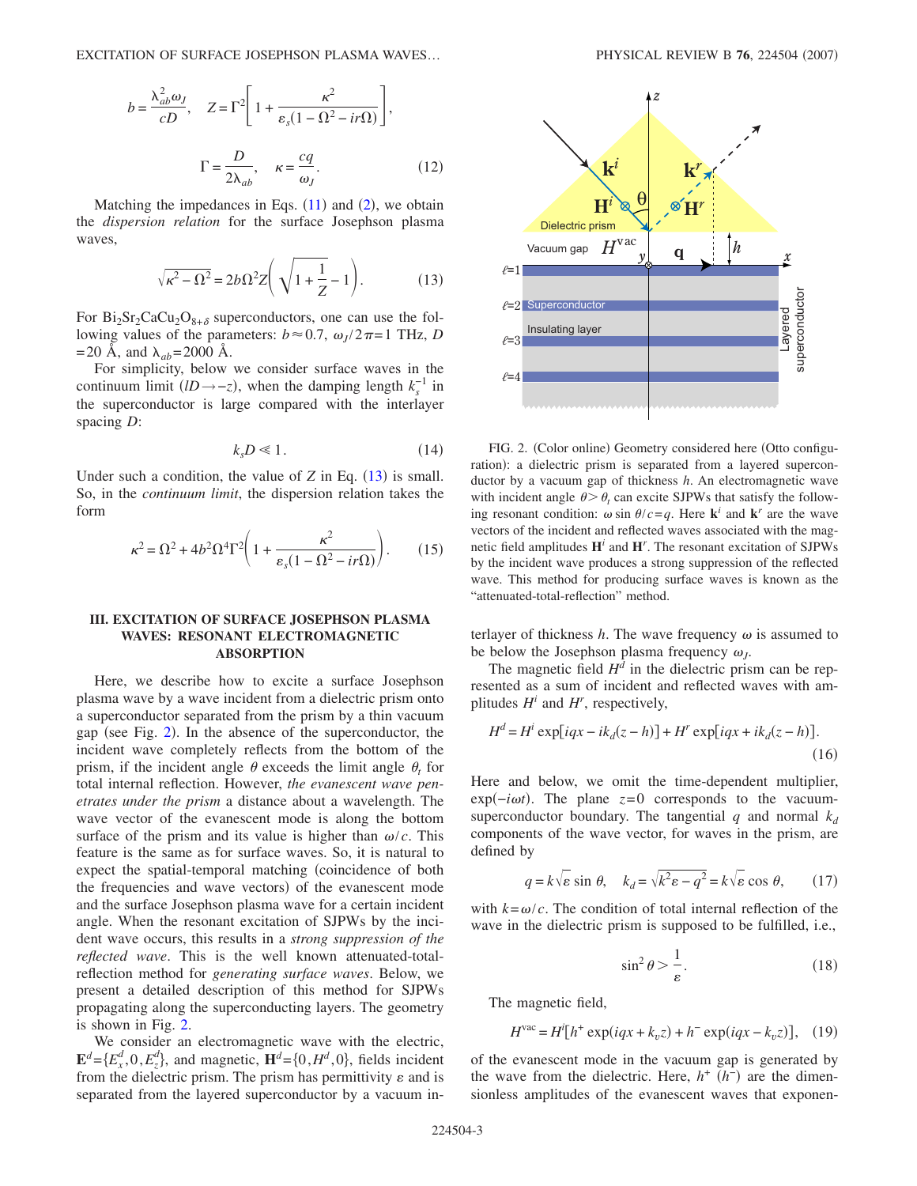$$b = \frac{\lambda_{ab}^2 \omega_J}{cD}, \quad Z = \Gamma^2 \left[ 1 + \frac{\kappa^2}{\varepsilon_s (1 - \Omega^2 - ir\Omega)} \right],$$

$$\Gamma = \frac{D}{2\lambda_{ab}}, \quad \kappa = \frac{cq}{\omega_J}. \tag{12}$$

Matching the impedances in Eqs. (11) and (2), we obtain the *dispersion relation* for the surface Josephson plasma waves,

$$\sqrt{\kappa^2 - \Omega^2} = 2b\Omega^2 Z \left( \sqrt{1 + \frac{1}{Z}} - 1 \right). \tag{13}$$

For $Bi_2Sr_2CaCu_2O_{8+\delta}$ superconductors, one can use the following values of the parameters: $b \approx 0.7$, $\omega_J / 2\pi = 1$ THz, $D = 20$ Å, and $\lambda_{ab} = 2000$ Å.

For simplicity, below we consider surface waves in the continuum limit ($lD \to -z$), when the damping length $k_s^{-1}$ in the superconductor is large compared with the interlayer spacing $D$:

$$k_s D \ll 1. \tag{14}$$

Under such a condition, the value of $Z$ in Eq. (13) is small. So, in the *continuum limit*, the dispersion relation takes the form

$$\kappa^2 = \Omega^2 + 4b^2 \Omega^4 \Gamma^2 \left( 1 + \frac{\kappa^2}{\varepsilon_s (1 - \Omega^2 - ir\Omega)} \right). \tag{15}$$

## III. EXCITATION OF SURFACE JOSEPHSON PLASMA WAVES: RESONANT ELECTROMAGNETIC ABSORPTION

Here, we describe how to excite a surface Josephson plasma wave by a wave incident from a dielectric prism onto a superconductor separated from the prism by a thin vacuum gap (see Fig. 2). In the absence of the superconductor, the incident wave completely reflects from the bottom of the prism, if the incident angle $\theta$ exceeds the limit angle $\theta_t$ for total internal reflection. However, *the evanescent wave penetrates under the prism* a distance about a wavelength. The wave vector of the evanescent mode is along the bottom surface of the prism and its value is higher than $\omega / c$. This feature is the same as for surface waves. So, it is natural to expect the spatial-temporal matching (coincidence of both the frequencies and wave vectors) of the evanescent mode and the surface Josephson plasma wave for a certain incident angle. When the resonant excitation of SJPWs by the incident wave occurs, this results in a *strong suppression of the reflected wave*. This is the well known attenuated-total-reflection method for *generating surface waves*. Below, we present a detailed description of this method for SJPWs propagating along the superconducting layers. The geometry is shown in Fig. 2.

We consider an electromagnetic wave with the electric, $\mathbf{E}^d = \{E_x^d, 0, E_z^d\}$, and magnetic, $\mathbf{H}^d = \{0, H^d, 0\}$, fields incident from the dielectric prism. The prism has permittivity $\varepsilon$ and is separated from the layered superconductor by a vacuum interlayer of thickness $h$. The wave frequency $\omega$ is assumed to be below the Josephson plasma frequency $\omega_J$.

FIG. 2. (Color online) Geometry considered here (Otto configuration): a dielectric prism is separated from a layered superconductor by a vacuum gap of thickness $h$. An electromagnetic wave with incident angle $\theta > \theta_t$ can excite SJPWs that satisfy the following resonant condition: $\omega \sin \theta / c = q$. Here $\mathbf{k}^i$ and $\mathbf{k}^r$ are the wave vectors of the incident and reflected waves associated with the magnetic field amplitudes $\mathbf{H}^i$ and $\mathbf{H}^r$. The resonant excitation of SJPWs by the incident wave produces a strong suppression of the reflected wave. This method for producing surface waves is known as the "attenuated-total-reflection" method.

The magnetic field $H^d$ in the dielectric prism can be represented as a sum of incident and reflected waves with amplitudes $H^i$ and $H^r$, respectively,

$$H^d = H^i \exp[iqx - ik_d(z - h)] + H^r \exp[iqx + ik_d(z - h)]. \tag{16}$$

Here and below, we omit the time-dependent multiplier, $\exp(-i\omega t)$. The plane $z = 0$ corresponds to the vacuum-superconductor boundary. The tangential $q$ and normal $k_d$ components of the wave vector, for waves in the prism, are defined by

$$q = k\sqrt{\varepsilon} \sin \theta, \quad k_d = \sqrt{k^2 \varepsilon - q^2} = k\sqrt{\varepsilon} \cos \theta, \tag{17}$$

with $k = \omega / c$. The condition of total internal reflection of the wave in the dielectric prism is supposed to be fulfilled, i.e.,

$$\sin^2 \theta > \frac{1}{\varepsilon}. \tag{18}$$

The magnetic field,

$$H^{\text{vac}} = H^i [h^+ \exp(iqx + k_v z) + h^- \exp(iqx - k_v z)], \tag{19}$$

of the evanescent mode in the vacuum gap is generated by the wave from the dielectric. Here, $h^+$ ($h^-$) are the dimensionless amplitudes of the evanescent waves that exponen-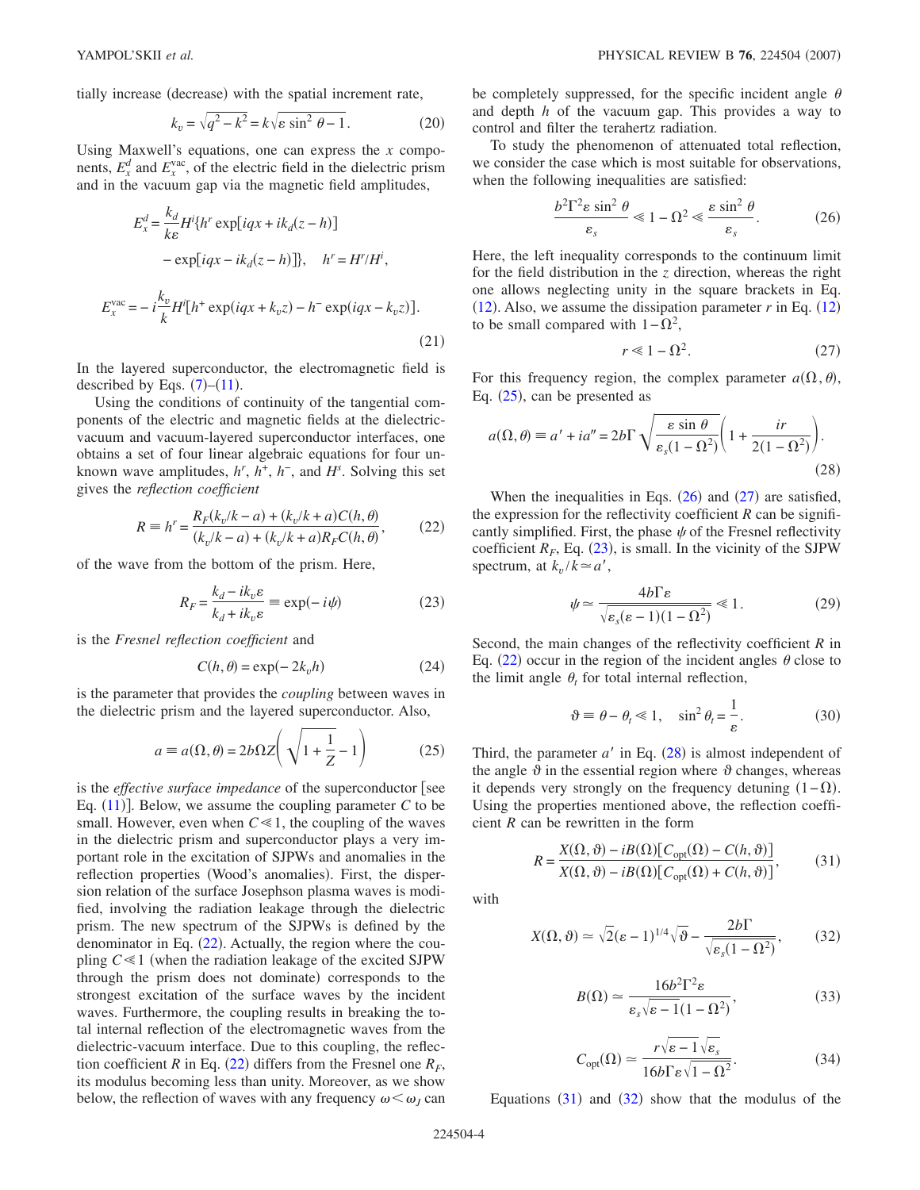tially increase (decrease) with the spatial increment rate,

$$k_v = \sqrt{q^2 - k^2} = k\sqrt{\varepsilon \sin^2 \theta - 1}. \tag{20}$$

Using Maxwell's equations, one can express the $x$ components, $E_x^d$ and $E_x^{\rm vac}$, of the electric field in the dielectric prism and in the vacuum gap via the magnetic field amplitudes,

$$E_x^d = \frac{k_d}{k\varepsilon} H^i \{h^r \exp[iqx + ik_d(z-h)] - \exp[iqx - ik_d(z-h)]\}, \quad h^r = H^r/H^i,$$

$$E_x^{\rm vac} = -i\frac{k_v}{k} H^i [h^+ \exp(iqx + k_v z) - h^- \exp(iqx - k_v z)]. \tag{21}$$

In the layered superconductor, the electromagnetic field is described by Eqs. (7)–(11).

Using the conditions of continuity of the tangential components of the electric and magnetic fields at the dielectric-vacuum and vacuum-layered superconductor interfaces, one obtains a set of four linear algebraic equations for four unknown wave amplitudes, $h^r$, $h^+$, $h^-$, and $H^s$. Solving this set gives the *reflection coefficient*

$$R \equiv h^r = \frac{R_F(k_v/k - a) + (k_v/k + a)C(h,\theta)}{(k_v/k - a) + (k_v/k + a)R_F C(h,\theta)}, \tag{22}$$

of the wave from the bottom of the prism. Here,

$$R_F = \frac{k_d - ik_v\varepsilon}{k_d + ik_v\varepsilon} \equiv \exp(-i\psi) \tag{23}$$

is the *Fresnel reflection coefficient* and

$$C(h,\theta) = \exp(-2k_v h) \tag{24}$$

is the parameter that provides the *coupling* between waves in the dielectric prism and the layered superconductor. Also,

$$a \equiv a(\Omega,\theta) = 2b\Omega Z\left(\sqrt{1 + \frac{1}{Z}} - 1\right) \tag{25}$$

is the *effective surface impedance* of the superconductor [see Eq. (11)]. Below, we assume the coupling parameter $C$ to be small. However, even when $C \ll 1$, the coupling of the waves in the dielectric prism and superconductor plays a very important role in the excitation of SJPWs and anomalies in the reflection properties (Wood's anomalies). First, the dispersion relation of the surface Josephson plasma waves is modified, involving the radiation leakage through the dielectric prism. The new spectrum of the SJPWs is defined by the denominator in Eq. (22). Actually, the region where the coupling $C \ll 1$ (when the radiation leakage of the excited SJPW through the prism does not dominate) corresponds to the strongest excitation of the surface waves by the incident waves. Furthermore, the coupling results in breaking the total internal reflection of the electromagnetic waves from the dielectric-vacuum interface. Due to this coupling, the reflection coefficient $R$ in Eq. (22) differs from the Fresnel one $R_F$, its modulus becoming less than unity. Moreover, as we show below, the reflection of waves with any frequency $\omega < \omega_J$ can be completely suppressed, for the specific incident angle $\theta$ and depth $h$ of the vacuum gap. This provides a way to control and filter the terahertz radiation.

To study the phenomenon of attenuated total reflection, we consider the case which is most suitable for observations, when the following inequalities are satisfied:

$$\frac{b^2\Gamma^2\varepsilon \sin^2\theta}{\varepsilon_s} \ll 1 - \Omega^2 \ll \frac{\varepsilon \sin^2\theta}{\varepsilon_s}. \tag{26}$$

Here, the left inequality corresponds to the continuum limit for the field distribution in the $z$ direction, whereas the right one allows neglecting unity in the square brackets in Eq. (12). Also, we assume the dissipation parameter $r$ in Eq. (12) to be small compared with $1-\Omega^2$,

$$r \ll 1 - \Omega^2. \tag{27}$$

For this frequency region, the complex parameter $a(\Omega,\theta)$, Eq. (25), can be presented as

$$a(\Omega,\theta) \equiv a' + ia'' = 2b\Gamma\sqrt{\frac{\varepsilon \sin\theta}{\varepsilon_s(1-\Omega^2)}}\left(1 + \frac{ir}{2(1-\Omega^2)}\right). \tag{28}$$

When the inequalities in Eqs. (26) and (27) are satisfied, the expression for the reflectivity coefficient $R$ can be significantly simplified. First, the phase $\psi$ of the Fresnel reflectivity coefficient $R_F$, Eq. (23), is small. In the vicinity of the SJPW spectrum, at $k_v/k \simeq a'$,

$$\psi \simeq \frac{4b\Gamma\varepsilon}{\sqrt{\varepsilon_s(\varepsilon-1)(1-\Omega^2)}} \ll 1. \tag{29}$$

Second, the main changes of the reflectivity coefficient $R$ in Eq. (22) occur in the region of the incident angles $\theta$ close to the limit angle $\theta_t$ for total internal reflection,

$$\vartheta \equiv \theta - \theta_t \ll 1, \quad \sin^2\theta_t = \frac{1}{\varepsilon}. \tag{30}$$

Third, the parameter $a'$ in Eq. (28) is almost independent of the angle $\vartheta$ in the essential region where $\vartheta$ changes, whereas it depends very strongly on the frequency detuning $(1-\Omega)$. Using the properties mentioned above, the reflection coefficient $R$ can be rewritten in the form

$$R = \frac{X(\Omega,\vartheta) - iB(\Omega)[C_{\rm opt}(\Omega) - C(h,\vartheta)]}{X(\Omega,\vartheta) - iB(\Omega)[C_{\rm opt}(\Omega) + C(h,\vartheta)]}, \tag{31}$$

with

$$X(\Omega,\vartheta) \simeq \sqrt{2}(\varepsilon-1)^{1/4}\sqrt{\vartheta} - \frac{2b\Gamma}{\sqrt{\varepsilon_s(1-\Omega^2)}}, \tag{32}$$

$$B(\Omega) \simeq \frac{16b^2\Gamma^2\varepsilon}{\varepsilon_s\sqrt{\varepsilon-1}(1-\Omega^2)}, \tag{33}$$

$$C_{\rm opt}(\Omega) \simeq \frac{r\sqrt{\varepsilon-1}\sqrt{\varepsilon_s}}{16b\Gamma\varepsilon\sqrt{1-\Omega^2}}. \tag{34}$$

Equations (31) and (32) show that the modulus of the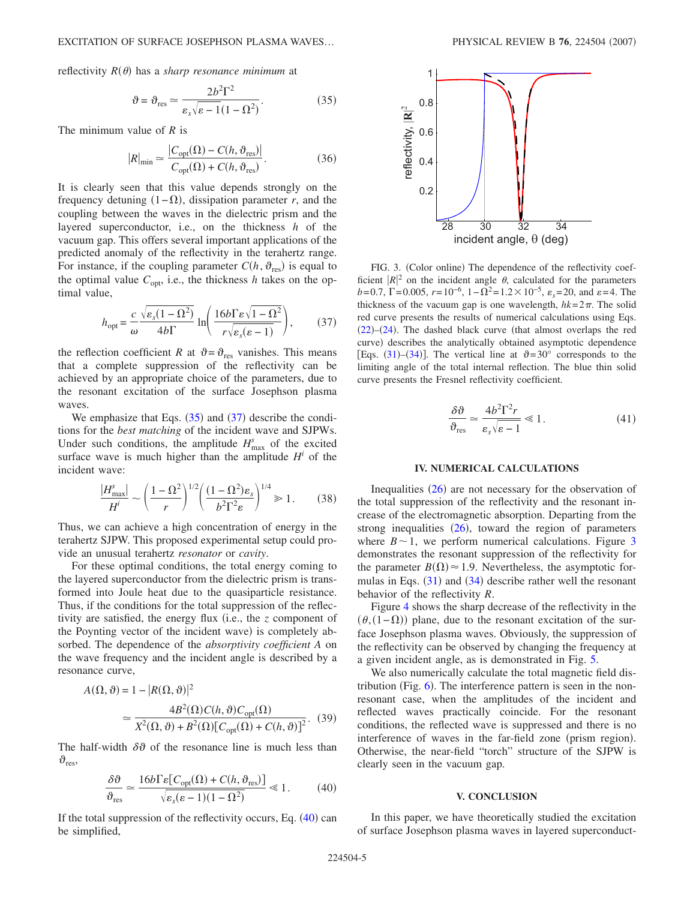reflectivity $R(\theta)$ has a *sharp resonance minimum* at

$$\vartheta = \vartheta_{\rm res} \simeq \frac{2b^2\Gamma^2}{\varepsilon_s\sqrt{\varepsilon-1}(1-\Omega^2)}. \tag{35}$$

The minimum value of $R$ is

$$|R|_{\rm min} \simeq \frac{|C_{\rm opt}(\Omega) - C(h,\vartheta_{\rm res})|}{C_{\rm opt}(\Omega) + C(h,\vartheta_{\rm res})}. \tag{36}$$

It is clearly seen that this value depends strongly on the frequency detuning $(1-\Omega)$, dissipation parameter $r$, and the coupling between the waves in the dielectric prism and the layered superconductor, i.e., on the thickness $h$ of the vacuum gap. This offers several important applications of the predicted anomaly of the reflectivity in the terahertz range. For instance, if the coupling parameter $C(h,\vartheta_{\rm res})$ is equal to the optimal value $C_{\rm opt}$, i.e., the thickness $h$ takes on the optimal value,

$$h_{\rm opt} = \frac{c}{\omega}\frac{\sqrt{\varepsilon_s(1-\Omega^2)}}{4b\Gamma}\ln\left(\frac{16b\Gamma\varepsilon\sqrt{1-\Omega^2}}{r\sqrt{\varepsilon_s(\varepsilon-1)}}\right), \tag{37}$$

the reflection coefficient $R$ at $\vartheta=\vartheta_{\rm res}$ vanishes. This means that a complete suppression of the reflectivity can be achieved by an appropriate choice of the parameters, due to the resonant excitation of the surface Josephson plasma waves.

We emphasize that Eqs. (35) and (37) describe the conditions for the *best matching* of the incident wave and SJPWs. Under such conditions, the amplitude $H^s_{\rm max}$ of the excited surface wave is much higher than the amplitude $H^i$ of the incident wave:

$$\frac{|H^s_{\rm max}|}{H^i} \sim \left(\frac{1-\Omega^2}{r}\right)^{1/2}\left(\frac{(1-\Omega^2)\varepsilon_s}{b^2\Gamma^2\varepsilon}\right)^{1/4} \gg 1. \tag{38}$$

Thus, we can achieve a high concentration of energy in the terahertz SJPW. This proposed experimental setup could provide an unusual terahertz *resonator* or *cavity*.

For these optimal conditions, the total energy coming to the layered superconductor from the dielectric prism is transformed into Joule heat due to the quasiparticle resistance. Thus, if the conditions for the total suppression of the reflectivity are satisfied, the energy flux (i.e., the $z$ component of the Poynting vector of the incident wave) is completely absorbed. The dependence of the *absorptivity coefficient A* on the wave frequency and the incident angle is described by a resonance curve,

$$A(\Omega,\vartheta) = 1 - |R(\Omega,\vartheta)|^2 \simeq \frac{4B^2(\Omega)C(h,\vartheta)C_{\rm opt}(\Omega)}{X^2(\Omega,\vartheta)+B^2(\Omega)[C_{\rm opt}(\Omega)+C(h,\vartheta)]^2}. \tag{39}$$

The half-width $\delta\vartheta$ of the resonance line is much less than $\vartheta_{\rm res}$,

$$\frac{\delta\vartheta}{\vartheta_{\rm res}} \simeq \frac{16b\Gamma\varepsilon[C_{\rm opt}(\Omega)+C(h,\vartheta_{\rm res})]}{\sqrt{\varepsilon_s(\varepsilon-1)(1-\Omega^2)}} \ll 1. \tag{40}$$

If the total suppression of the reflectivity occurs, Eq. (40) can be simplified,

FIG. 3. (Color online) The dependence of the reflectivity coefficient $|R|^2$ on the incident angle $\theta$, calculated for the parameters $b=0.7$, $\Gamma=0.005$, $r=10^{-6}$, $1-\Omega^2=1.2\times10^{-5}$, $\varepsilon_s=20$, and $\varepsilon=4$. The thickness of the vacuum gap is one wavelength, $hk=2\pi$. The solid red curve presents the results of numerical calculations using Eqs. (22)–(24). The dashed black curve (that almost overlaps the red curve) describes the analytically obtained asymptotic dependence [Eqs. (31)–(34)]. The vertical line at $\vartheta=30°$ corresponds to the limiting angle of the total internal reflection. The blue thin solid curve presents the Fresnel reflectivity coefficient.

$$\frac{\delta\vartheta}{\vartheta_{\rm res}} \simeq \frac{4b^2\Gamma^2 r}{\varepsilon_s\sqrt{\varepsilon-1}} \ll 1. \tag{41}$$

## IV. NUMERICAL CALCULATIONS

Inequalities (26) are not necessary for the observation of the total suppression of the reflectivity and the resonant increase of the electromagnetic absorption. Departing from the strong inequalities (26), toward the region of parameters where $B\sim1$, we perform numerical calculations. Figure 3 demonstrates the resonant suppression of the reflectivity for the parameter $B(\Omega)\approx1.9$. Nevertheless, the asymptotic formulas in Eqs. (31) and (34) describe rather well the resonant behavior of the reflectivity $R$.

Figure 4 shows the sharp decrease of the reflectivity in the $(\theta,(1-\Omega))$ plane, due to the resonant excitation of the surface Josephson plasma waves. Obviously, the suppression of the reflectivity can be observed by changing the frequency at a given incident angle, as is demonstrated in Fig. 5.

We also numerically calculate the total magnetic field distribution (Fig. 6). The interference pattern is seen in the nonresonant case, when the amplitudes of the incident and reflected waves practically coincide. For the resonant conditions, the reflected wave is suppressed and there is no interference of waves in the far-field zone (prism region). Otherwise, the near-field "torch" structure of the SJPW is clearly seen in the vacuum gap.

## V. CONCLUSION

In this paper, we have theoretically studied the excitation of surface Josephson plasma waves in layered superconduct-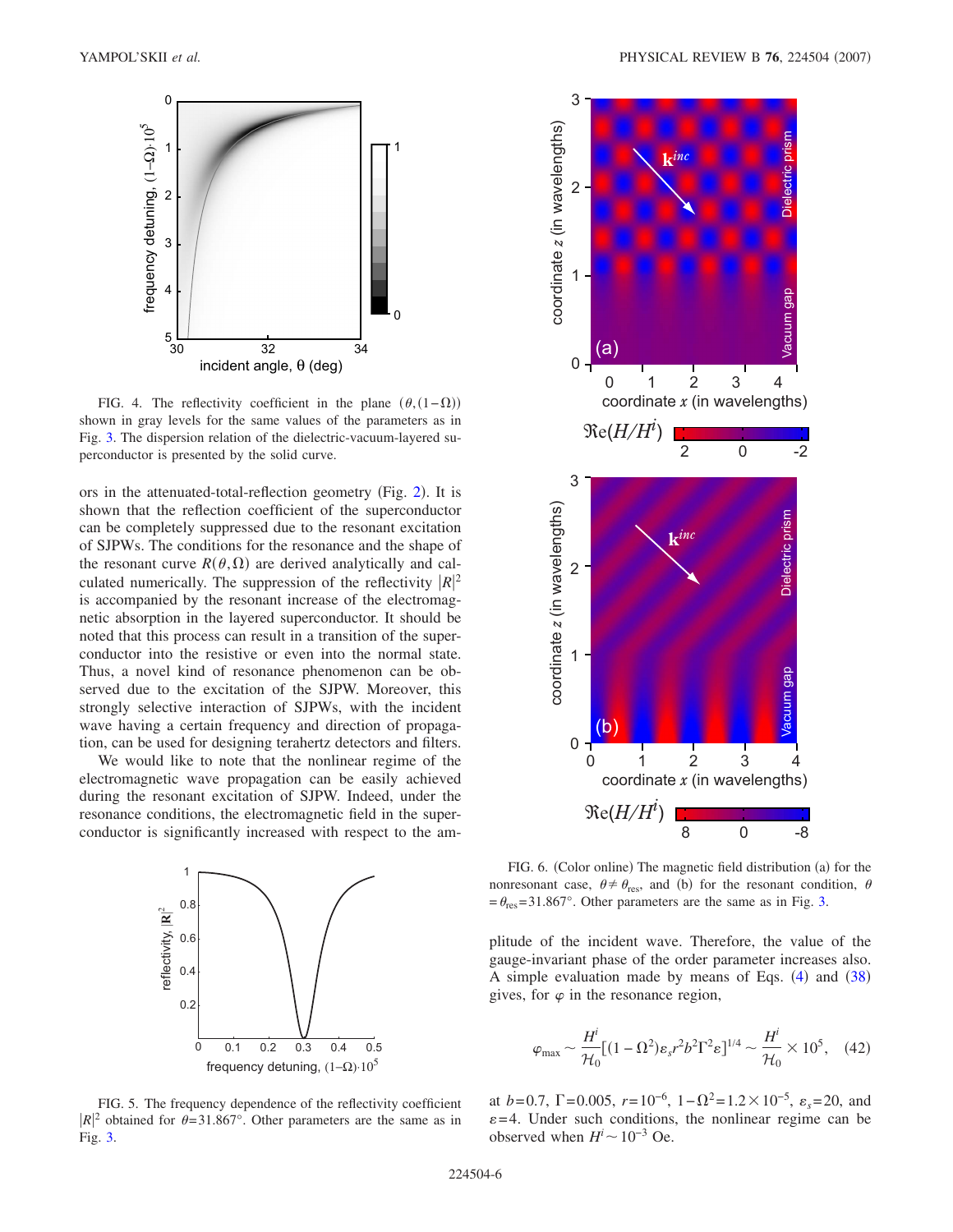FIG. 4. The reflectivity coefficient in the plane $(\theta,(1-\Omega))$ shown in gray levels for the same values of the parameters as in Fig. 3. The dispersion relation of the dielectric-vacuum-layered superconductor is presented by the solid curve.

ors in the attenuated-total-reflection geometry (Fig. 2). It is shown that the reflection coefficient of the superconductor can be completely suppressed due to the resonant excitation of SJPWs. The conditions for the resonance and the shape of the resonant curve $R(\theta,\Omega)$ are derived analytically and calculated numerically. The suppression of the reflectivity $|R|^2$ is accompanied by the resonant increase of the electromagnetic absorption in the layered superconductor. It should be noted that this process can result in a transition of the superconductor into the resistive or even into the normal state. Thus, a novel kind of resonance phenomenon can be observed due to the excitation of the SJPW. Moreover, this strongly selective interaction of SJPWs, with the incident wave having a certain frequency and direction of propagation, can be used for designing terahertz detectors and filters.

We would like to note that the nonlinear regime of the electromagnetic wave propagation can be easily achieved during the resonant excitation of SJPW. Indeed, under the resonance conditions, the electromagnetic field in the superconductor is significantly increased with respect to the amplitude of the incident wave. Therefore, the value of the gauge-invariant phase of the order parameter increases also. A simple evaluation made by means of Eqs. (4) and (38) gives, for $\varphi$ in the resonance region,

$$\varphi_{\max} \sim \frac{H^i}{\mathcal{H}_0}[(1-\Omega^2)\varepsilon_s r^2 b^2 \Gamma^2 \varepsilon]^{1/4} \sim \frac{H^i}{\mathcal{H}_0} \times 10^5, \quad (42)$$

at $b=0.7$, $\Gamma=0.005$, $r=10^{-6}$, $1-\Omega^2=1.2\times 10^{-5}$, $\varepsilon_s=20$, and $\varepsilon=4$. Under such conditions, the nonlinear regime can be observed when $H^i \sim 10^{-3}$ Oe.

FIG. 5. The frequency dependence of the reflectivity coefficient $|R|^2$ obtained for $\theta=31.867°$. Other parameters are the same as in Fig. 3.

FIG. 6. (Color online) The magnetic field distribution (a) for the nonresonant case, $\theta \neq \theta_{\text{res}}$, and (b) for the resonant condition, $\theta = \theta_{\text{res}} = 31.867°$. Other parameters are the same as in Fig. 3.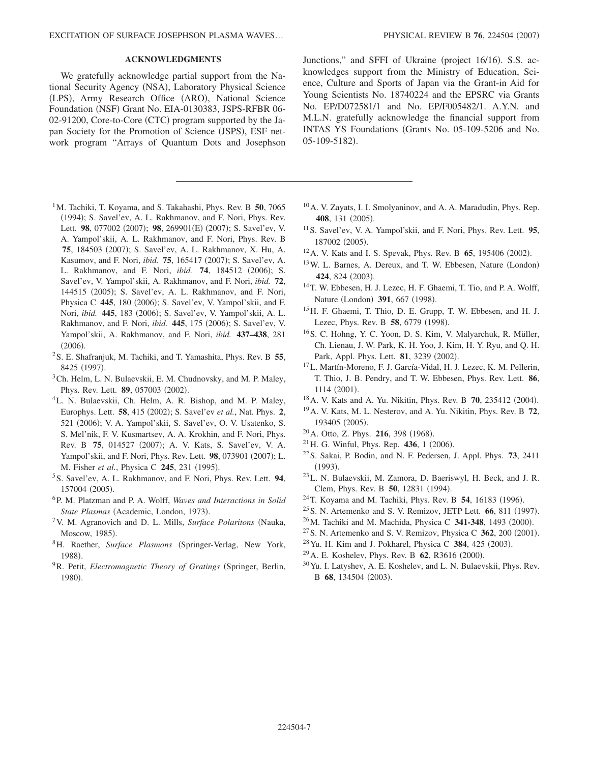## ACKNOWLEDGMENTS

We gratefully acknowledge partial support from the National Security Agency (NSA), Laboratory Physical Science (LPS), Army Research Office (ARO), National Science Foundation (NSF) Grant No. EIA-0130383, JSPS-RFBR 06-02-91200, Core-to-Core (CTC) program supported by the Japan Society for the Promotion of Science (JSPS), ESF network program "Arrays of Quantum Dots and Josephson Junctions," and SFFI of Ukraine (project 16/16). S.S. acknowledges support from the Ministry of Education, Science, Culture and Sports of Japan via the Grant-in Aid for Young Scientists No. 18740224 and the EPSRC via Grants No. EP/D072581/1 and No. EP/F005482/1. A.Y.N. and M.L.N. gratefully acknowledge the financial support from INTAS YS Foundations (Grants No. 05-109-5206 and No. 05-109-5182).

---

[1] M. Tachiki, T. Koyama, and S. Takahashi, Phys. Rev. B **50**, 7065 (1994); S. Savel'ev, A. L. Rakhmanov, and F. Nori, Phys. Rev. Lett. **98**, 077002 (2007); **98**, 269901(E) (2007); S. Savel'ev, V. A. Yampol'skii, A. L. Rakhmanov, and F. Nori, Phys. Rev. B **75**, 184503 (2007); S. Savel'ev, A. L. Rakhmanov, X. Hu, A. Kasumov, and F. Nori, *ibid.* **75**, 165417 (2007); S. Savel'ev, A. L. Rakhmanov, and F. Nori, *ibid.* **74**, 184512 (2006); S. Savel'ev, V. Yampol'skii, A. Rakhmanov, and F. Nori, *ibid.* **72**, 144515 (2005); S. Savel'ev, A. L. Rakhmanov, and F. Nori, Physica C **445**, 180 (2006); S. Savel'ev, V. Yampol'skii, and F. Nori, *ibid.* **445**, 183 (2006); S. Savel'ev, V. Yampol'skii, A. L. Rakhmanov, and F. Nori, *ibid.* **445**, 175 (2006); S. Savel'ev, V. Yampol'skii, A. Rakhmanov, and F. Nori, *ibid.* **437–438**, 281 (2006).

[2] S. E. Shafranjuk, M. Tachiki, and T. Yamashita, Phys. Rev. B **55**, 8425 (1997).

[3] Ch. Helm, L. N. Bulaevskii, E. M. Chudnovsky, and M. P. Maley, Phys. Rev. Lett. **89**, 057003 (2002).

[4] L. N. Bulaevskii, Ch. Helm, A. R. Bishop, and M. P. Maley, Europhys. Lett. **58**, 415 (2002); S. Savel'ev *et al.*, Nat. Phys. **2**, 521 (2006); V. A. Yampol'skii, S. Savel'ev, O. V. Usatenko, S. S. Mel'nik, F. V. Kusmartsev, A. A. Krokhin, and F. Nori, Phys. Rev. B **75**, 014527 (2007); A. V. Kats, S. Savel'ev, V. A. Yampol'skii, and F. Nori, Phys. Rev. Lett. **98**, 073901 (2007); L. M. Fisher *et al.*, Physica C **245**, 231 (1995).

[5] S. Savel'ev, A. L. Rakhmanov, and F. Nori, Phys. Rev. Lett. **94**, 157004 (2005).

[6] P. M. Platzman and P. A. Wolff, *Waves and Interactions in Solid State Plasmas* (Academic, London, 1973).

[7] V. M. Agranovich and D. L. Mills, *Surface Polaritons* (Nauka, Moscow, 1985).

[8] H. Raether, *Surface Plasmons* (Springer-Verlag, New York, 1988).

[9] R. Petit, *Electromagnetic Theory of Gratings* (Springer, Berlin, 1980).

[10] A. V. Zayats, I. I. Smolyaninov, and A. A. Maradudin, Phys. Rep. **408**, 131 (2005).

[11] S. Savel'ev, V. A. Yampol'skii, and F. Nori, Phys. Rev. Lett. **95**, 187002 (2005).

[12] A. V. Kats and I. S. Spevak, Phys. Rev. B **65**, 195406 (2002).

[13] W. L. Barnes, A. Dereux, and T. W. Ebbesen, Nature (London) **424**, 824 (2003).

[14] T. W. Ebbesen, H. J. Lezec, H. F. Ghaemi, T. Tio, and P. A. Wolff, Nature (London) **391**, 667 (1998).

[15] H. F. Ghaemi, T. Thio, D. E. Grupp, T. W. Ebbesen, and H. J. Lezec, Phys. Rev. B **58**, 6779 (1998).

[16] S. C. Hohng, Y. C. Yoon, D. S. Kim, V. Malyarchuk, R. Müller, Ch. Lienau, J. W. Park, K. H. Yoo, J. Kim, H. Y. Ryu, and Q. H. Park, Appl. Phys. Lett. **81**, 3239 (2002).

[17] L. Martín-Moreno, F. J. García-Vidal, H. J. Lezec, K. M. Pellerin, T. Thio, J. B. Pendry, and T. W. Ebbesen, Phys. Rev. Lett. **86**, 1114 (2001).

[18] A. V. Kats and A. Yu. Nikitin, Phys. Rev. B **70**, 235412 (2004).

[19] A. V. Kats, M. L. Nesterov, and A. Yu. Nikitin, Phys. Rev. B **72**, 193405 (2005).

[20] A. Otto, Z. Phys. **216**, 398 (1968).

[21] H. G. Winful, Phys. Rep. **436**, 1 (2006).

[22] S. Sakai, P. Bodin, and N. F. Pedersen, J. Appl. Phys. **73**, 2411 (1993).

[23] L. N. Bulaevskii, M. Zamora, D. Baeriswyl, H. Beck, and J. R. Clem, Phys. Rev. B **50**, 12831 (1994).

[24] T. Koyama and M. Tachiki, Phys. Rev. B **54**, 16183 (1996).

[25] S. N. Artemenko and S. V. Remizov, JETP Lett. **66**, 811 (1997).

[26] M. Tachiki and M. Machida, Physica C **341-348**, 1493 (2000).

[27] S. N. Artemenko and S. V. Remizov, Physica C **362**, 200 (2001).

[28] Yu. H. Kim and J. Pokharel, Physica C **384**, 425 (2003).

[29] A. E. Koshelev, Phys. Rev. B **62**, R3616 (2000).

[30] Yu. I. Latyshev, A. E. Koshelev, and L. N. Bulaevskii, Phys. Rev. B **68**, 134504 (2003).